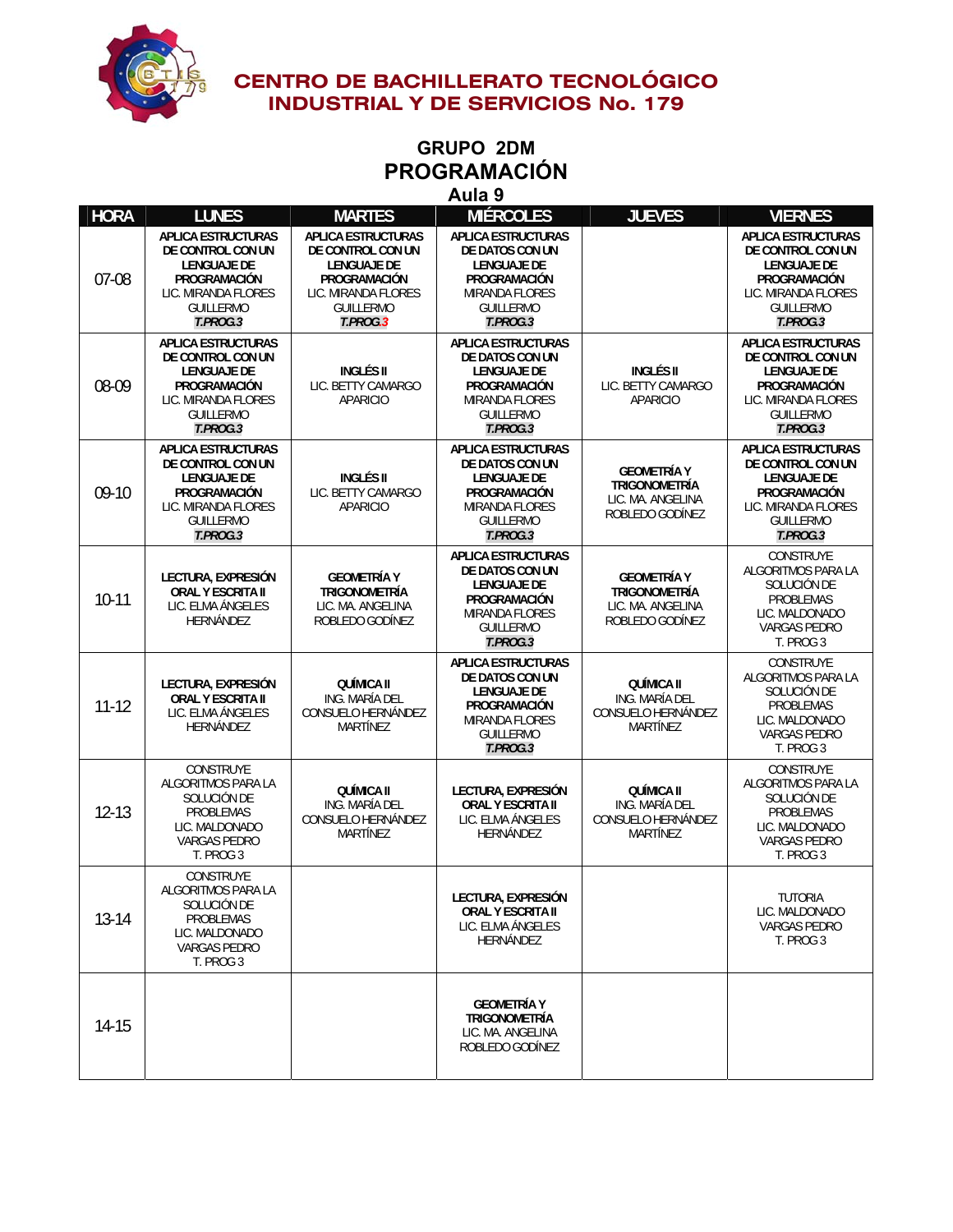## CENTRO DE BACHILLERATO TECNOLÓGICO INDUSTRIAL Y DE SERVICIOS No. 179

### GRUPO 2DM
### PROGRAMACIÓN
### Aula 9

| HORA | LUNES | MARTES | MIÉRCOLES | JUEVES | VIERNES |
|---|---|---|---|---|---|
| 07-08 | **APLICA ESTRUCTURAS DE CONTROL CON UN LENGUAJE DE PROGRAMACIÓN** LIC. MIRANDA FLORES GUILLERMO ***T.PROG.3*** | **APLICA ESTRUCTURAS DE CONTROL CON UN LENGUAJE DE PROGRAMACIÓN** LIC. MIRANDA FLORES GUILLERMO ***T.PROG.3*** | **APLICA ESTRUCTURAS DE DATOS CON UN LENGUAJE DE PROGRAMACIÓN** MIRANDA FLORES GUILLERMO ***T.PROG.3*** | | **APLICA ESTRUCTURAS DE CONTROL CON UN LENGUAJE DE PROGRAMACIÓN** LIC. MIRANDA FLORES GUILLERMO ***T.PROG.3*** |
| 08-09 | **APLICA ESTRUCTURAS DE CONTROL CON UN LENGUAJE DE PROGRAMACIÓN** LIC. MIRANDA FLORES GUILLERMO ***T.PROG.3*** | **INGLÉS II** LIC. BETTY CAMARGO APARICIO | **APLICA ESTRUCTURAS DE DATOS CON UN LENGUAJE DE PROGRAMACIÓN** MIRANDA FLORES GUILLERMO ***T.PROG.3*** | **INGLÉS II** LIC. BETTY CAMARGO APARICIO | **APLICA ESTRUCTURAS DE CONTROL CON UN LENGUAJE DE PROGRAMACIÓN** LIC. MIRANDA FLORES GUILLERMO ***T.PROG.3*** |
| 09-10 | **APLICA ESTRUCTURAS DE CONTROL CON UN LENGUAJE DE PROGRAMACIÓN** LIC. MIRANDA FLORES GUILLERMO ***T.PROG.3*** | **INGLÉS II** LIC. BETTY CAMARGO APARICIO | **APLICA ESTRUCTURAS DE DATOS CON UN LENGUAJE DE PROGRAMACIÓN** MIRANDA FLORES GUILLERMO ***T.PROG.3*** | **GEOMETRÍA Y TRIGONOMETRÍA** LIC. MA. ANGELINA ROBLEDO GODÍNEZ | **APLICA ESTRUCTURAS DE CONTROL CON UN LENGUAJE DE PROGRAMACIÓN** LIC. MIRANDA FLORES GUILLERMO ***T.PROG.3*** |
| 10-11 | **LECTURA, EXPRESIÓN ORAL Y ESCRITA II** LIC. ELMA ÁNGELES HERNÁNDEZ | **GEOMETRÍA Y TRIGONOMETRÍA** LIC. MA. ANGELINA ROBLEDO GODÍNEZ | **APLICA ESTRUCTURAS DE DATOS CON UN LENGUAJE DE PROGRAMACIÓN** MIRANDA FLORES GUILLERMO ***T.PROG.3*** | **GEOMETRÍA Y TRIGONOMETRÍA** LIC. MA. ANGELINA ROBLEDO GODÍNEZ | CONSTRUYE ALGORITMOS PARA LA SOLUCIÓN DE PROBLEMAS LIC. MALDONADO VARGAS PEDRO T. PROG 3 |
| 11-12 | **LECTURA, EXPRESIÓN ORAL Y ESCRITA II** LIC. ELMA ÁNGELES HERNÁNDEZ | **QUÍMICA II** ING. MARÍA DEL CONSUELO HERNÁNDEZ MARTÍNEZ | **APLICA ESTRUCTURAS DE DATOS CON UN LENGUAJE DE PROGRAMACIÓN** MIRANDA FLORES GUILLERMO ***T.PROG.3*** | **QUÍMICA II** ING. MARÍA DEL CONSUELO HERNÁNDEZ MARTÍNEZ | CONSTRUYE ALGORITMOS PARA LA SOLUCIÓN DE PROBLEMAS LIC. MALDONADO VARGAS PEDRO T. PROG 3 |
| 12-13 | CONSTRUYE ALGORITMOS PARA LA SOLUCIÓN DE PROBLEMAS LIC. MALDONADO VARGAS PEDRO T. PROG 3 | **QUÍMICA II** ING. MARÍA DEL CONSUELO HERNÁNDEZ MARTÍNEZ | **LECTURA, EXPRESIÓN ORAL Y ESCRITA II** LIC. ELMA ÁNGELES HERNÁNDEZ | **QUÍMICA II** ING. MARÍA DEL CONSUELO HERNÁNDEZ MARTÍNEZ | CONSTRUYE ALGORITMOS PARA LA SOLUCIÓN DE PROBLEMAS LIC. MALDONADO VARGAS PEDRO T. PROG 3 |
| 13-14 | CONSTRUYE ALGORITMOS PARA LA SOLUCIÓN DE PROBLEMAS LIC. MALDONADO VARGAS PEDRO T. PROG 3 | | **LECTURA, EXPRESIÓN ORAL Y ESCRITA II** LIC. ELMA ÁNGELES HERNÁNDEZ | | TUTORIA LIC. MALDONADO VARGAS PEDRO T. PROG 3 |
| 14-15 | | | **GEOMETRÍA Y TRIGONOMETRÍA** LIC. MA. ANGELINA ROBLEDO GODÍNEZ | | |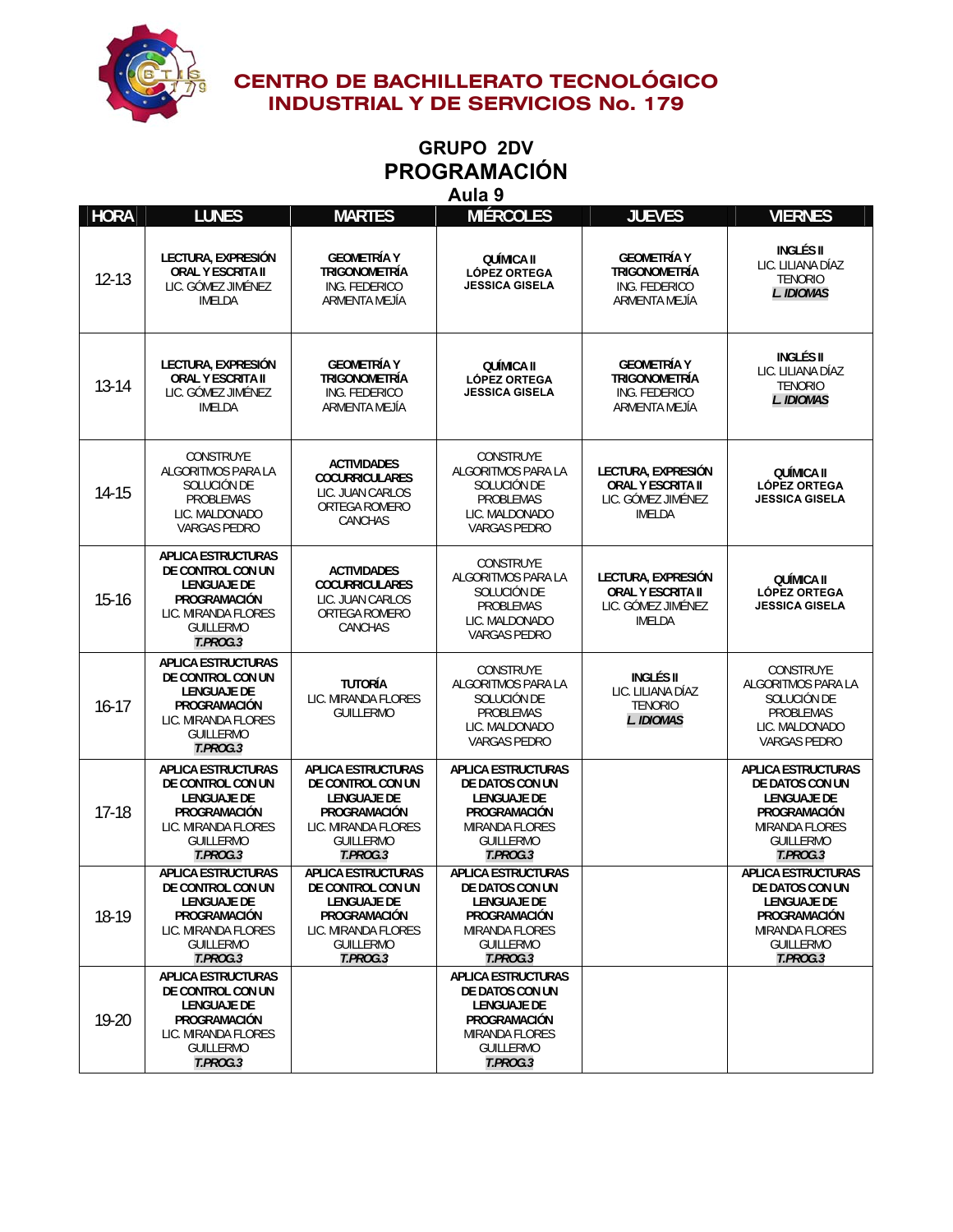# CENTRO DE BACHILLERATO TECNOLÓGICO INDUSTRIAL Y DE SERVICIOS No. 179

## GRUPO 2DV
## PROGRAMACIÓN
### Aula 9

| HORA | LUNES | MARTES | MIÉRCOLES | JUEVES | VIERNES |
|---|---|---|---|---|---|
| 12-13 | **LECTURA, EXPRESIÓN ORAL Y ESCRITA II** LIC. GÓMEZ JIMÉNEZ IMELDA | **GEOMETRÍA Y TRIGONOMETRÍA** ING. FEDERICO ARMENTA MEJÍA | **QUÍMICA II LÓPEZ ORTEGA JESSICA GISELA** | **GEOMETRÍA Y TRIGONOMETRÍA** ING. FEDERICO ARMENTA MEJÍA | **INGLÉS II** LIC. LILIANA DÍAZ TENORIO ***L. IDIOMAS*** |
| 13-14 | **LECTURA, EXPRESIÓN ORAL Y ESCRITA II** LIC. GÓMEZ JIMÉNEZ IMELDA | **GEOMETRÍA Y TRIGONOMETRÍA** ING. FEDERICO ARMENTA MEJÍA | **QUÍMICA II LÓPEZ ORTEGA JESSICA GISELA** | **GEOMETRÍA Y TRIGONOMETRÍA** ING. FEDERICO ARMENTA MEJÍA | **INGLÉS II** LIC. LILIANA DÍAZ TENORIO ***L. IDIOMAS*** |
| 14-15 | CONSTRUYE ALGORITMOS PARA LA SOLUCIÓN DE PROBLEMAS LIC. MALDONADO VARGAS PEDRO | **ACTIVIDADES COCURRICULARES** LIC. JUAN CARLOS ORTEGA ROMERO CANCHAS | CONSTRUYE ALGORITMOS PARA LA SOLUCIÓN DE PROBLEMAS LIC. MALDONADO VARGAS PEDRO | **LECTURA, EXPRESIÓN ORAL Y ESCRITA II** LIC. GÓMEZ JIMÉNEZ IMELDA | **QUÍMICA II LÓPEZ ORTEGA JESSICA GISELA** |
| 15-16 | **APLICA ESTRUCTURAS DE CONTROL CON UN LENGUAJE DE PROGRAMACIÓN** LIC. MIRANDA FLORES GUILLERMO ***T.PROG.3*** | **ACTIVIDADES COCURRICULARES** LIC. JUAN CARLOS ORTEGA ROMERO CANCHAS | CONSTRUYE ALGORITMOS PARA LA SOLUCIÓN DE PROBLEMAS LIC. MALDONADO VARGAS PEDRO | **LECTURA, EXPRESIÓN ORAL Y ESCRITA II** LIC. GÓMEZ JIMÉNEZ IMELDA | **QUÍMICA II LÓPEZ ORTEGA JESSICA GISELA** |
| 16-17 | **APLICA ESTRUCTURAS DE CONTROL CON UN LENGUAJE DE PROGRAMACIÓN** LIC. MIRANDA FLORES GUILLERMO ***T.PROG.3*** | **TUTORÍA** LIC. MIRANDA FLORES GUILLERMO | CONSTRUYE ALGORITMOS PARA LA SOLUCIÓN DE PROBLEMAS LIC. MALDONADO VARGAS PEDRO | **INGLÉS II** LIC. LILIANA DÍAZ TENORIO ***L. IDIOMAS*** | CONSTRUYE ALGORITMOS PARA LA SOLUCIÓN DE PROBLEMAS LIC. MALDONADO VARGAS PEDRO |
| 17-18 | **APLICA ESTRUCTURAS DE CONTROL CON UN LENGUAJE DE PROGRAMACIÓN** LIC. MIRANDA FLORES GUILLERMO ***T.PROG.3*** | **APLICA ESTRUCTURAS DE CONTROL CON UN LENGUAJE DE PROGRAMACIÓN** LIC. MIRANDA FLORES GUILLERMO ***T.PROG.3*** | **APLICA ESTRUCTURAS DE DATOS CON UN LENGUAJE DE PROGRAMACIÓN** MIRANDA FLORES GUILLERMO ***T.PROG.3*** | | **APLICA ESTRUCTURAS DE DATOS CON UN LENGUAJE DE PROGRAMACIÓN** MIRANDA FLORES GUILLERMO ***T.PROG.3*** |
| 18-19 | **APLICA ESTRUCTURAS DE CONTROL CON UN LENGUAJE DE PROGRAMACIÓN** LIC. MIRANDA FLORES GUILLERMO ***T.PROG.3*** | **APLICA ESTRUCTURAS DE CONTROL CON UN LENGUAJE DE PROGRAMACIÓN** LIC. MIRANDA FLORES GUILLERMO ***T.PROG.3*** | **APLICA ESTRUCTURAS DE DATOS CON UN LENGUAJE DE PROGRAMACIÓN** MIRANDA FLORES GUILLERMO ***T.PROG.3*** | | **APLICA ESTRUCTURAS DE DATOS CON UN LENGUAJE DE PROGRAMACIÓN** MIRANDA FLORES GUILLERMO ***T.PROG.3*** |
| 19-20 | **APLICA ESTRUCTURAS DE CONTROL CON UN LENGUAJE DE PROGRAMACIÓN** LIC. MIRANDA FLORES GUILLERMO ***T.PROG.3*** | | **APLICA ESTRUCTURAS DE DATOS CON UN LENGUAJE DE PROGRAMACIÓN** MIRANDA FLORES GUILLERMO ***T.PROG.3*** | | |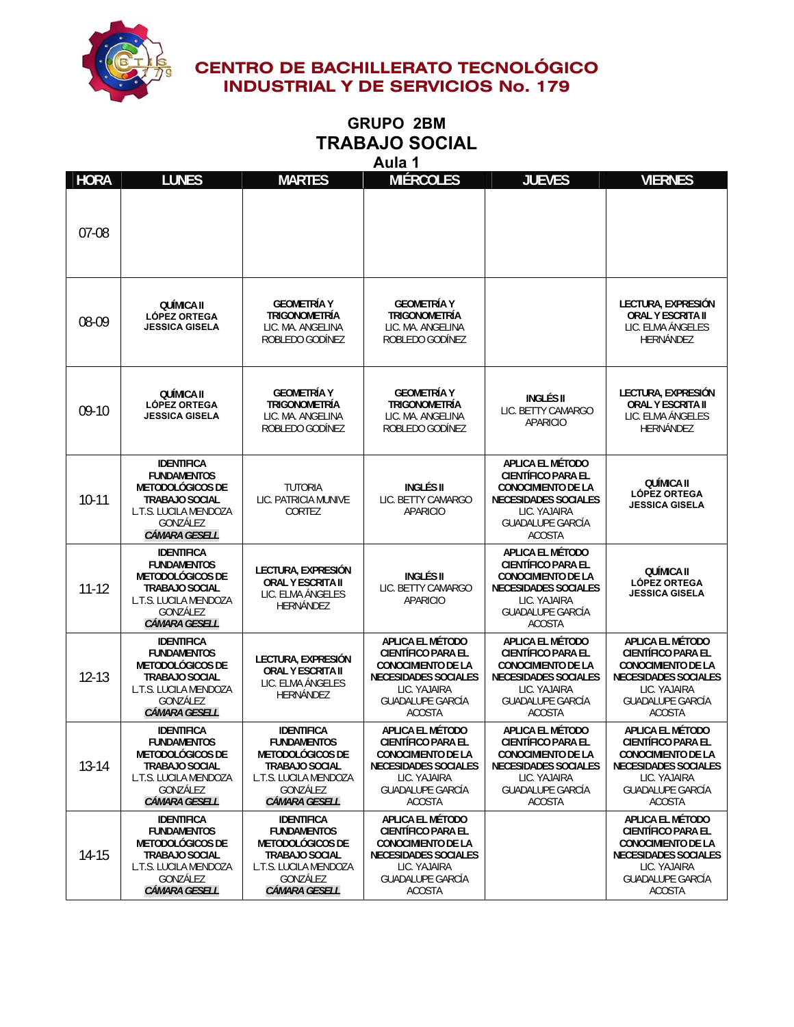# CENTRO DE BACHILLERATO TECNOLÓGICO INDUSTRIAL Y DE SERVICIOS No. 179

## GRUPO 2BM
## TRABAJO SOCIAL
### Aula 1

| HORA | LUNES | MARTES | MIÉRCOLES | JUEVES | VIERNES |
|---|---|---|---|---|---|
| 07-08 | | | | | |
| 08-09 | **QUÍMICA II** LÓPEZ ORTEGA JESSICA GISELA | **GEOMETRÍA Y TRIGONOMETRÍA** LIC. MA. ANGELINA ROBLEDO GODÍNEZ | **GEOMETRÍA Y TRIGONOMETRÍA** LIC. MA. ANGELINA ROBLEDO GODÍNEZ | | **LECTURA, EXPRESIÓN ORAL Y ESCRITA II** LIC. ELMA ÁNGELES HERNÁNDEZ |
| 09-10 | **QUÍMICA II** LÓPEZ ORTEGA JESSICA GISELA | **GEOMETRÍA Y TRIGONOMETRÍA** LIC. MA. ANGELINA ROBLEDO GODÍNEZ | **GEOMETRÍA Y TRIGONOMETRÍA** LIC. MA. ANGELINA ROBLEDO GODÍNEZ | **INGLÉS II** LIC. BETTY CAMARGO APARICIO | **LECTURA, EXPRESIÓN ORAL Y ESCRITA II** LIC. ELMA ÁNGELES HERNÁNDEZ |
| 10-11 | **IDENTIFICA FUNDAMENTOS METODOLÓGICOS DE TRABAJO SOCIAL** L.T.S. LUCILA MENDOZA GONZÁLEZ ***CÁMARA GESELL*** | TUTORIA LIC. PATRICIA MUNIVE CORTEZ | **INGLÉS II** LIC. BETTY CAMARGO APARICIO | **APLICA EL MÉTODO CIENTÍFICO PARA EL CONOCIMIENTO DE LA NECESIDADES SOCIALES** LIC. YAJAIRA GUADALUPE GARCÍA ACOSTA | **QUÍMICA II** LÓPEZ ORTEGA JESSICA GISELA |
| 11-12 | **IDENTIFICA FUNDAMENTOS METODOLÓGICOS DE TRABAJO SOCIAL** L.T.S. LUCILA MENDOZA GONZÁLEZ ***CÁMARA GESELL*** | **LECTURA, EXPRESIÓN ORAL Y ESCRITA II** LIC. ELMA ÁNGELES HERNÁNDEZ | **INGLÉS II** LIC. BETTY CAMARGO APARICIO | **APLICA EL MÉTODO CIENTÍFICO PARA EL CONOCIMIENTO DE LA NECESIDADES SOCIALES** LIC. YAJAIRA GUADALUPE GARCÍA ACOSTA | **QUÍMICA II** LÓPEZ ORTEGA JESSICA GISELA |
| 12-13 | **IDENTIFICA FUNDAMENTOS METODOLÓGICOS DE TRABAJO SOCIAL** L.T.S. LUCILA MENDOZA GONZÁLEZ ***CÁMARA GESELL*** | **LECTURA, EXPRESIÓN ORAL Y ESCRITA II** LIC. ELMA ÁNGELES HERNÁNDEZ | **APLICA EL MÉTODO CIENTÍFICO PARA EL CONOCIMIENTO DE LA NECESIDADES SOCIALES** LIC. YAJAIRA GUADALUPE GARCÍA ACOSTA | **APLICA EL MÉTODO CIENTÍFICO PARA EL CONOCIMIENTO DE LA NECESIDADES SOCIALES** LIC. YAJAIRA GUADALUPE GARCÍA ACOSTA | **APLICA EL MÉTODO CIENTÍFICO PARA EL CONOCIMIENTO DE LA NECESIDADES SOCIALES** LIC. YAJAIRA GUADALUPE GARCÍA ACOSTA |
| 13-14 | **IDENTIFICA FUNDAMENTOS METODOLÓGICOS DE TRABAJO SOCIAL** L.T.S. LUCILA MENDOZA GONZÁLEZ ***CÁMARA GESELL*** | **IDENTIFICA FUNDAMENTOS METODOLÓGICOS DE TRABAJO SOCIAL** L.T.S. LUCILA MENDOZA GONZÁLEZ ***CÁMARA GESELL*** | **APLICA EL MÉTODO CIENTÍFICO PARA EL CONOCIMIENTO DE LA NECESIDADES SOCIALES** LIC. YAJAIRA GUADALUPE GARCÍA ACOSTA | **APLICA EL MÉTODO CIENTÍFICO PARA EL CONOCIMIENTO DE LA NECESIDADES SOCIALES** LIC. YAJAIRA GUADALUPE GARCÍA ACOSTA | **APLICA EL MÉTODO CIENTÍFICO PARA EL CONOCIMIENTO DE LA NECESIDADES SOCIALES** LIC. YAJAIRA GUADALUPE GARCÍA ACOSTA |
| 14-15 | **IDENTIFICA FUNDAMENTOS METODOLÓGICOS DE TRABAJO SOCIAL** L.T.S. LUCILA MENDOZA GONZÁLEZ ***CÁMARA GESELL*** | **IDENTIFICA FUNDAMENTOS METODOLÓGICOS DE TRABAJO SOCIAL** L.T.S. LUCILA MENDOZA GONZÁLEZ ***CÁMARA GESELL*** | **APLICA EL MÉTODO CIENTÍFICO PARA EL CONOCIMIENTO DE LA NECESIDADES SOCIALES** LIC. YAJAIRA GUADALUPE GARCÍA ACOSTA | | **APLICA EL MÉTODO CIENTÍFICO PARA EL CONOCIMIENTO DE LA NECESIDADES SOCIALES** LIC. YAJAIRA GUADALUPE GARCÍA ACOSTA |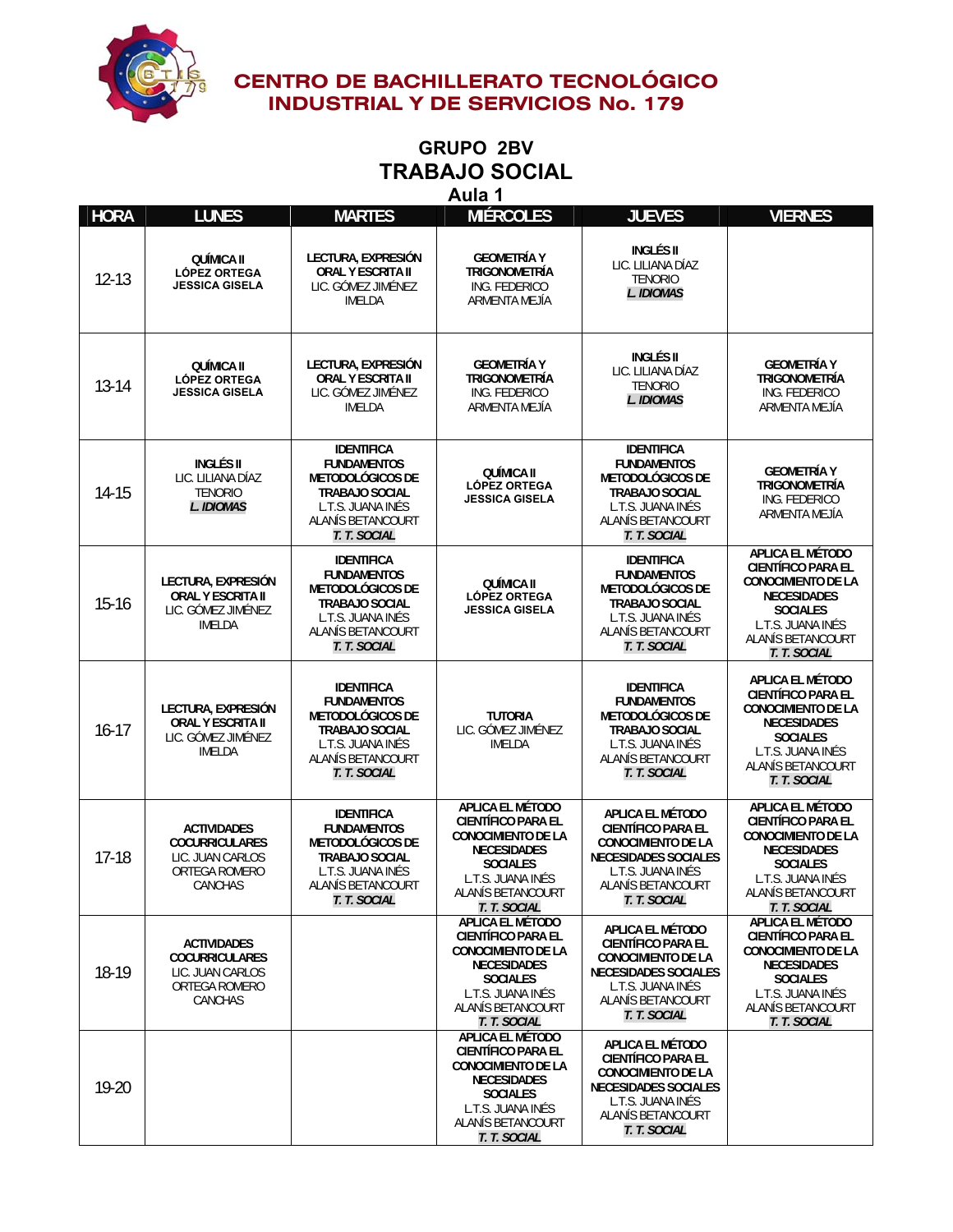## CENTRO DE BACHILLERATO TECNOLÓGICO INDUSTRIAL Y DE SERVICIOS No. 179

### GRUPO 2BV
### TRABAJO SOCIAL
### Aula 1

| HORA | LUNES | MARTES | MIÉRCOLES | JUEVES | VIERNES |
|---|---|---|---|---|---|
| 12-13 | **QUÍMICA II** LÓPEZ ORTEGA JESSICA GISELA | **LECTURA, EXPRESIÓN ORAL Y ESCRITA II** LIC. GÓMEZ JIMÉNEZ IMELDA | **GEOMETRÍA Y TRIGONOMETRÍA** ING. FEDERICO ARMENTA MEJÍA | **INGLÉS II** LIC. LILIANA DÍAZ TENORIO *L. IDIOMAS* | |
| 13-14 | **QUÍMICA II** LÓPEZ ORTEGA JESSICA GISELA | **LECTURA, EXPRESIÓN ORAL Y ESCRITA II** LIC. GÓMEZ JIMÉNEZ IMELDA | **GEOMETRÍA Y TRIGONOMETRÍA** ING. FEDERICO ARMENTA MEJÍA | **INGLÉS II** LIC. LILIANA DÍAZ TENORIO *L. IDIOMAS* | **GEOMETRÍA Y TRIGONOMETRÍA** ING. FEDERICO ARMENTA MEJÍA |
| 14-15 | **INGLÉS II** LIC. LILIANA DÍAZ TENORIO *L. IDIOMAS* | **IDENTIFICA FUNDAMENTOS METODOLÓGICOS DE TRABAJO SOCIAL** L.T.S. JUANA INÉS ALANÍS BETANCOURT *T. T. SOCIAL* | **QUÍMICA II** LÓPEZ ORTEGA JESSICA GISELA | **IDENTIFICA FUNDAMENTOS METODOLÓGICOS DE TRABAJO SOCIAL** L.T.S. JUANA INÉS ALANÍS BETANCOURT *T. T. SOCIAL* | **GEOMETRÍA Y TRIGONOMETRÍA** ING. FEDERICO ARMENTA MEJÍA |
| 15-16 | **LECTURA, EXPRESIÓN ORAL Y ESCRITA II** LIC. GÓMEZ JIMÉNEZ IMELDA | **IDENTIFICA FUNDAMENTOS METODOLÓGICOS DE TRABAJO SOCIAL** L.T.S. JUANA INÉS ALANÍS BETANCOURT *T. T. SOCIAL* | **QUÍMICA II** LÓPEZ ORTEGA JESSICA GISELA | **IDENTIFICA FUNDAMENTOS METODOLÓGICOS DE TRABAJO SOCIAL** L.T.S. JUANA INÉS ALANÍS BETANCOURT *T. T. SOCIAL* | **APLICA EL MÉTODO CIENTÍFICO PARA EL CONOCIMIENTO DE LA NECESIDADES SOCIALES** L.T.S. JUANA INÉS ALANÍS BETANCOURT *T. T. SOCIAL* |
| 16-17 | **LECTURA, EXPRESIÓN ORAL Y ESCRITA II** LIC. GÓMEZ JIMÉNEZ IMELDA | **IDENTIFICA FUNDAMENTOS METODOLÓGICOS DE TRABAJO SOCIAL** L.T.S. JUANA INÉS ALANÍS BETANCOURT *T. T. SOCIAL* | **TUTORIA** LIC. GÓMEZ JIMÉNEZ IMELDA | **IDENTIFICA FUNDAMENTOS METODOLÓGICOS DE TRABAJO SOCIAL** L.T.S. JUANA INÉS ALANÍS BETANCOURT *T. T. SOCIAL* | **APLICA EL MÉTODO CIENTÍFICO PARA EL CONOCIMIENTO DE LA NECESIDADES SOCIALES** L.T.S. JUANA INÉS ALANÍS BETANCOURT *T. T. SOCIAL* |
| 17-18 | **ACTIVIDADES COCURRICULARES** LIC. JUAN CARLOS ORTEGA ROMERO CANCHAS | **IDENTIFICA FUNDAMENTOS METODOLÓGICOS DE TRABAJO SOCIAL** L.T.S. JUANA INÉS ALANÍS BETANCOURT *T. T. SOCIAL* | **APLICA EL MÉTODO CIENTÍFICO PARA EL CONOCIMIENTO DE LA NECESIDADES SOCIALES** L.T.S. JUANA INÉS ALANÍS BETANCOURT *T. T. SOCIAL* | **APLICA EL MÉTODO CIENTÍFICO PARA EL CONOCIMIENTO DE LA NECESIDADES SOCIALES** L.T.S. JUANA INÉS ALANÍS BETANCOURT *T. T. SOCIAL* | **APLICA EL MÉTODO CIENTÍFICO PARA EL CONOCIMIENTO DE LA NECESIDADES SOCIALES** L.T.S. JUANA INÉS ALANÍS BETANCOURT *T. T. SOCIAL* |
| 18-19 | **ACTIVIDADES COCURRICULARES** LIC. JUAN CARLOS ORTEGA ROMERO CANCHAS | | **APLICA EL MÉTODO CIENTÍFICO PARA EL CONOCIMIENTO DE LA NECESIDADES SOCIALES** L.T.S. JUANA INÉS ALANÍS BETANCOURT *T. T. SOCIAL* | **APLICA EL MÉTODO CIENTÍFICO PARA EL CONOCIMIENTO DE LA NECESIDADES SOCIALES** L.T.S. JUANA INÉS ALANÍS BETANCOURT *T. T. SOCIAL* | **APLICA EL MÉTODO CIENTÍFICO PARA EL CONOCIMIENTO DE LA NECESIDADES SOCIALES** L.T.S. JUANA INÉS ALANÍS BETANCOURT *T. T. SOCIAL* |
| 19-20 | | | **APLICA EL MÉTODO CIENTÍFICO PARA EL CONOCIMIENTO DE LA NECESIDADES SOCIALES** L.T.S. JUANA INÉS ALANÍS BETANCOURT *T. T. SOCIAL* | **APLICA EL MÉTODO CIENTÍFICO PARA EL CONOCIMIENTO DE LA NECESIDADES SOCIALES** L.T.S. JUANA INÉS ALANÍS BETANCOURT *T. T. SOCIAL* | |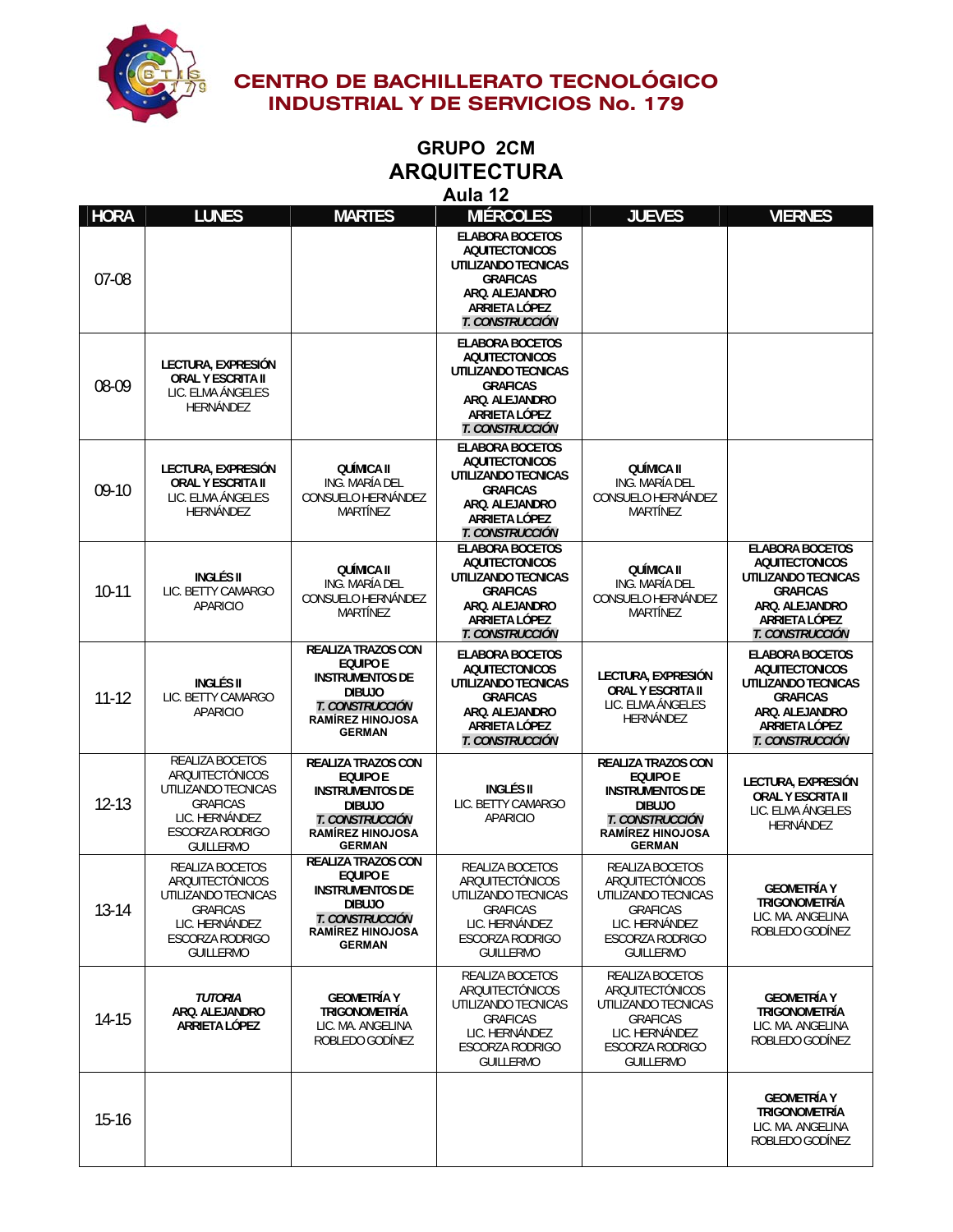# CENTRO DE BACHILLERATO TECNOLÓGICO INDUSTRIAL Y DE SERVICIOS No. 179

## GRUPO 2CM
## ARQUITECTURA
### Aula 12

| HORA | LUNES | MARTES | MIÉRCOLES | JUEVES | VIERNES |
|---|---|---|---|---|---|
| 07-08 | | | **ELABORA BOCETOS AQUITECTONICOS UTILIZANDO TECNICAS GRAFICAS ARQ. ALEJANDRO ARRIETA LÓPEZ** ***T. CONSTRUCCIÓN*** | | |
| 08-09 | **LECTURA, EXPRESIÓN ORAL Y ESCRITA II** LIC. ELMA ÁNGELES HERNÁNDEZ | | **ELABORA BOCETOS AQUITECTONICOS UTILIZANDO TECNICAS GRAFICAS ARQ. ALEJANDRO ARRIETA LÓPEZ** ***T. CONSTRUCCIÓN*** | | |
| 09-10 | **LECTURA, EXPRESIÓN ORAL Y ESCRITA II** LIC. ELMA ÁNGELES HERNÁNDEZ | **QUÍMICA II** ING. MARÍA DEL CONSUELO HERNÁNDEZ MARTÍNEZ | **ELABORA BOCETOS AQUITECTONICOS UTILIZANDO TECNICAS GRAFICAS ARQ. ALEJANDRO ARRIETA LÓPEZ** ***T. CONSTRUCCIÓN*** | **QUÍMICA II** ING. MARÍA DEL CONSUELO HERNÁNDEZ MARTÍNEZ | |
| 10-11 | **INGLÉS II** LIC. BETTY CAMARGO APARICIO | **QUÍMICA II** ING. MARÍA DEL CONSUELO HERNÁNDEZ MARTÍNEZ | **ELABORA BOCETOS AQUITECTONICOS UTILIZANDO TECNICAS GRAFICAS ARQ. ALEJANDRO ARRIETA LÓPEZ** ***T. CONSTRUCCIÓN*** | **QUÍMICA II** ING. MARÍA DEL CONSUELO HERNÁNDEZ MARTÍNEZ | **ELABORA BOCETOS AQUITECTONICOS UTILIZANDO TECNICAS GRAFICAS ARQ. ALEJANDRO ARRIETA LÓPEZ** ***T. CONSTRUCCIÓN*** |
| 11-12 | **INGLÉS II** LIC. BETTY CAMARGO APARICIO | **REALIZA TRAZOS CON EQUIPO E INSTRUMENTOS DE DIBUJO** ***T. CONSTRUCCIÓN*** **RAMÍREZ HINOJOSA GERMAN** | **ELABORA BOCETOS AQUITECTONICOS UTILIZANDO TECNICAS GRAFICAS ARQ. ALEJANDRO ARRIETA LÓPEZ** ***T. CONSTRUCCIÓN*** | **LECTURA, EXPRESIÓN ORAL Y ESCRITA II** LIC. ELMA ÁNGELES HERNÁNDEZ | **ELABORA BOCETOS AQUITECTONICOS UTILIZANDO TECNICAS GRAFICAS ARQ. ALEJANDRO ARRIETA LÓPEZ** ***T. CONSTRUCCIÓN*** |
| 12-13 | REALIZA BOCETOS ARQUITECTÓNICOS UTILIZANDO TECNICAS GRAFICAS LIC. HERNÁNDEZ ESCORZA RODRIGO GUILLERMO | **REALIZA TRAZOS CON EQUIPO E INSTRUMENTOS DE DIBUJO** ***T. CONSTRUCCIÓN*** **RAMÍREZ HINOJOSA GERMAN** | **INGLÉS II** LIC. BETTY CAMARGO APARICIO | **REALIZA TRAZOS CON EQUIPO E INSTRUMENTOS DE DIBUJO** ***T. CONSTRUCCIÓN*** **RAMÍREZ HINOJOSA GERMAN** | **LECTURA, EXPRESIÓN ORAL Y ESCRITA II** LIC. ELMA ÁNGELES HERNÁNDEZ |
| 13-14 | REALIZA BOCETOS ARQUITECTÓNICOS UTILIZANDO TECNICAS GRAFICAS LIC. HERNÁNDEZ ESCORZA RODRIGO GUILLERMO | **REALIZA TRAZOS CON EQUIPO E INSTRUMENTOS DE DIBUJO** ***T. CONSTRUCCIÓN*** **RAMÍREZ HINOJOSA GERMAN** | REALIZA BOCETOS ARQUITECTÓNICOS UTILIZANDO TECNICAS GRAFICAS LIC. HERNÁNDEZ ESCORZA RODRIGO GUILLERMO | REALIZA BOCETOS ARQUITECTÓNICOS UTILIZANDO TECNICAS GRAFICAS LIC. HERNÁNDEZ ESCORZA RODRIGO GUILLERMO | **GEOMETRÍA Y TRIGONOMETRÍA** LIC. MA. ANGELINA ROBLEDO GODÍNEZ |
| 14-15 | ***TUTORIA*** **ARQ. ALEJANDRO ARRIETA LÓPEZ** | **GEOMETRÍA Y TRIGONOMETRÍA** LIC. MA. ANGELINA ROBLEDO GODÍNEZ | REALIZA BOCETOS ARQUITECTÓNICOS UTILIZANDO TECNICAS GRAFICAS LIC. HERNÁNDEZ ESCORZA RODRIGO GUILLERMO | REALIZA BOCETOS ARQUITECTÓNICOS UTILIZANDO TECNICAS GRAFICAS LIC. HERNÁNDEZ ESCORZA RODRIGO GUILLERMO | **GEOMETRÍA Y TRIGONOMETRÍA** LIC. MA. ANGELINA ROBLEDO GODÍNEZ |
| 15-16 | | | | | **GEOMETRÍA Y TRIGONOMETRÍA** LIC. MA. ANGELINA ROBLEDO GODÍNEZ |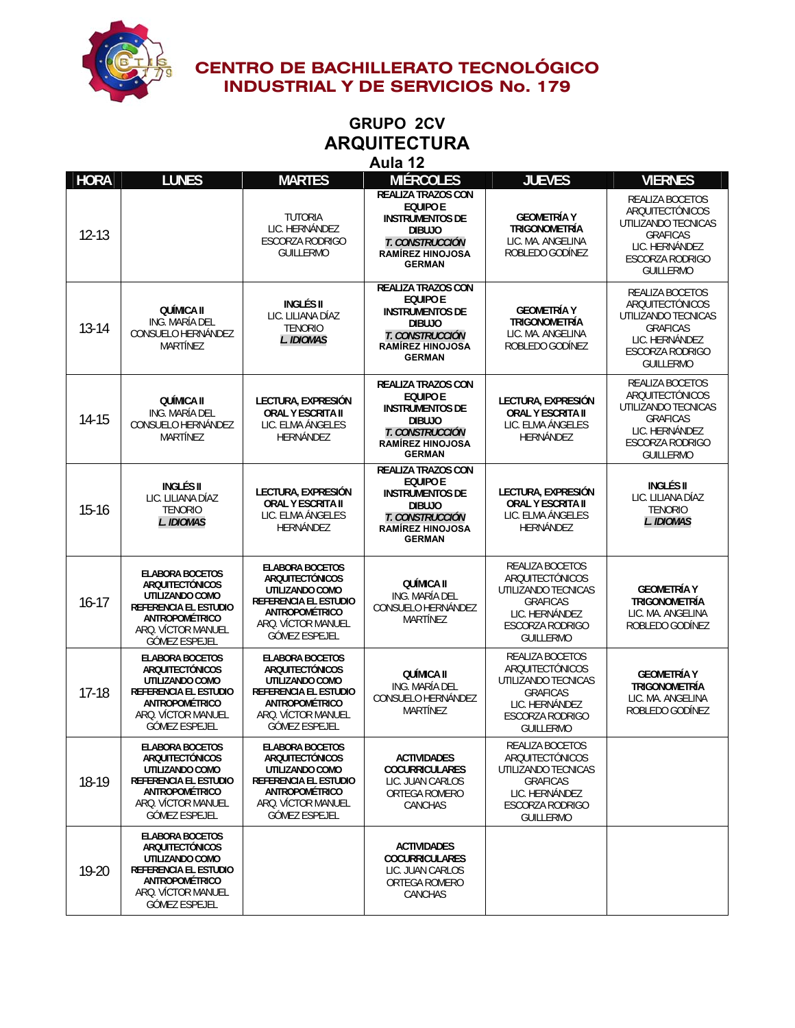## CENTRO DE BACHILLERATO TECNOLÓGICO INDUSTRIAL Y DE SERVICIOS No. 179

# GRUPO 2CV
# ARQUITECTURA
## Aula 12

| HORA | LUNES | MARTES | MIÉRCOLES | JUEVES | VIERNES |
|---|---|---|---|---|---|
| 12-13 | | TUTORIA LIC. HERNÁNDEZ ESCORZA RODRIGO GUILLERMO | **REALIZA TRAZOS CON EQUIPO E INSTRUMENTOS DE DIBUJO** ***T. CONSTRUCCIÓN*** **RAMÍREZ HINOJOSA GERMAN** | **GEOMETRÍA Y TRIGONOMETRÍA** LIC. MA. ANGELINA ROBLEDO GODÍNEZ | REALIZA BOCETOS ARQUITECTÓNICOS UTILIZANDO TECNICAS GRAFICAS LIC. HERNÁNDEZ ESCORZA RODRIGO GUILLERMO |
| 13-14 | **QUÍMICA II** ING. MARÍA DEL CONSUELO HERNÁNDEZ MARTÍNEZ | **INGLÉS II** LIC. LILIANA DÍAZ TENORIO ***L. IDIOMAS*** | **REALIZA TRAZOS CON EQUIPO E INSTRUMENTOS DE DIBUJO** ***T. CONSTRUCCIÓN*** **RAMÍREZ HINOJOSA GERMAN** | **GEOMETRÍA Y TRIGONOMETRÍA** LIC. MA. ANGELINA ROBLEDO GODÍNEZ | REALIZA BOCETOS ARQUITECTÓNICOS UTILIZANDO TECNICAS GRAFICAS LIC. HERNÁNDEZ ESCORZA RODRIGO GUILLERMO |
| 14-15 | **QUÍMICA II** ING. MARÍA DEL CONSUELO HERNÁNDEZ MARTÍNEZ | **LECTURA, EXPRESIÓN ORAL Y ESCRITA II** LIC. ELMA ÁNGELES HERNÁNDEZ | **REALIZA TRAZOS CON EQUIPO E INSTRUMENTOS DE DIBUJO** ***T. CONSTRUCCIÓN*** **RAMÍREZ HINOJOSA GERMAN** | **LECTURA, EXPRESIÓN ORAL Y ESCRITA II** LIC. ELMA ÁNGELES HERNÁNDEZ | REALIZA BOCETOS ARQUITECTÓNICOS UTILIZANDO TECNICAS GRAFICAS LIC. HERNÁNDEZ ESCORZA RODRIGO GUILLERMO |
| 15-16 | **INGLÉS II** LIC. LILIANA DÍAZ TENORIO ***L. IDIOMAS*** | **LECTURA, EXPRESIÓN ORAL Y ESCRITA II** LIC. ELMA ÁNGELES HERNÁNDEZ | **REALIZA TRAZOS CON EQUIPO E INSTRUMENTOS DE DIBUJO** ***T. CONSTRUCCIÓN*** **RAMÍREZ HINOJOSA GERMAN** | **LECTURA, EXPRESIÓN ORAL Y ESCRITA II** LIC. ELMA ÁNGELES HERNÁNDEZ | **INGLÉS II** LIC. LILIANA DÍAZ TENORIO ***L. IDIOMAS*** |
| 16-17 | **ELABORA BOCETOS ARQUITECTÓNICOS UTILIZANDO COMO REFERENCIA EL ESTUDIO ANTROPOMÉTRICO** ARQ. VÍCTOR MANUEL GÓMEZ ESPEJEL | **ELABORA BOCETOS ARQUITECTÓNICOS UTILIZANDO COMO REFERENCIA EL ESTUDIO ANTROPOMÉTRICO** ARQ. VÍCTOR MANUEL GÓMEZ ESPEJEL | **QUÍMICA II** ING. MARÍA DEL CONSUELO HERNÁNDEZ MARTÍNEZ | REALIZA BOCETOS ARQUITECTÓNICOS UTILIZANDO TECNICAS GRAFICAS LIC. HERNÁNDEZ ESCORZA RODRIGO GUILLERMO | **GEOMETRÍA Y TRIGONOMETRÍA** LIC. MA. ANGELINA ROBLEDO GODÍNEZ |
| 17-18 | **ELABORA BOCETOS ARQUITECTÓNICOS UTILIZANDO COMO REFERENCIA EL ESTUDIO ANTROPOMÉTRICO** ARQ. VÍCTOR MANUEL GÓMEZ ESPEJEL | **ELABORA BOCETOS ARQUITECTÓNICOS UTILIZANDO COMO REFERENCIA EL ESTUDIO ANTROPOMÉTRICO** ARQ. VÍCTOR MANUEL GÓMEZ ESPEJEL | **QUÍMICA II** ING. MARÍA DEL CONSUELO HERNÁNDEZ MARTÍNEZ | REALIZA BOCETOS ARQUITECTÓNICOS UTILIZANDO TECNICAS GRAFICAS LIC. HERNÁNDEZ ESCORZA RODRIGO GUILLERMO | **GEOMETRÍA Y TRIGONOMETRÍA** LIC. MA. ANGELINA ROBLEDO GODÍNEZ |
| 18-19 | **ELABORA BOCETOS ARQUITECTÓNICOS UTILIZANDO COMO REFERENCIA EL ESTUDIO ANTROPOMÉTRICO** ARQ. VÍCTOR MANUEL GÓMEZ ESPEJEL | **ELABORA BOCETOS ARQUITECTÓNICOS UTILIZANDO COMO REFERENCIA EL ESTUDIO ANTROPOMÉTRICO** ARQ. VÍCTOR MANUEL GÓMEZ ESPEJEL | **ACTIVIDADES COCURRICULARES** LIC. JUAN CARLOS ORTEGA ROMERO CANCHAS | REALIZA BOCETOS ARQUITECTÓNICOS UTILIZANDO TECNICAS GRAFICAS LIC. HERNÁNDEZ ESCORZA RODRIGO GUILLERMO | |
| 19-20 | **ELABORA BOCETOS ARQUITECTÓNICOS UTILIZANDO COMO REFERENCIA EL ESTUDIO ANTROPOMÉTRICO** ARQ. VÍCTOR MANUEL GÓMEZ ESPEJEL | | **ACTIVIDADES COCURRICULARES** LIC. JUAN CARLOS ORTEGA ROMERO CANCHAS | | |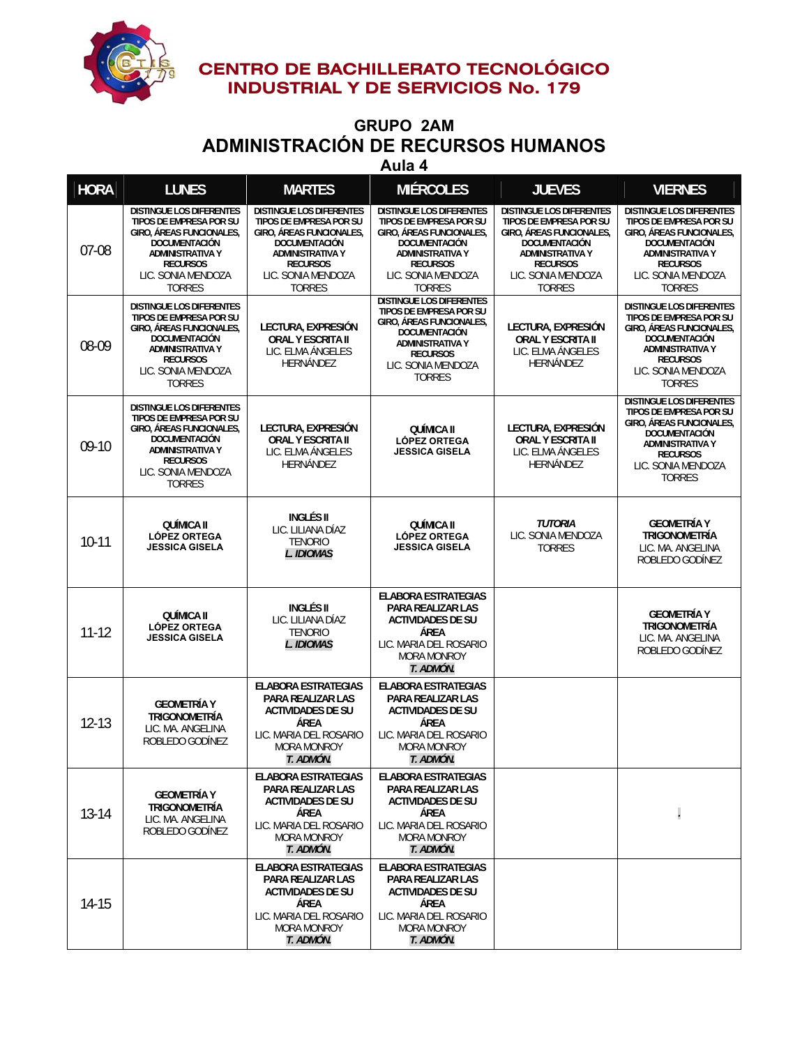## CENTRO DE BACHILLERATO TECNOLÓGICO INDUSTRIAL Y DE SERVICIOS No. 179

### GRUPO 2AM
### ADMINISTRACIÓN DE RECURSOS HUMANOS
### Aula 4

| HORA | LUNES | MARTES | MIÉRCOLES | JUEVES | VIERNES |
|---|---|---|---|---|---|
| 07-08 | **DISTINGUE LOS DIFERENTES TIPOS DE EMPRESA POR SU GIRO, ÁREAS FUNCIONALES, DOCUMENTACIÓN ADMINISTRATIVA Y RECURSOS** LIC. SONIA MENDOZA TORRES | **DISTINGUE LOS DIFERENTES TIPOS DE EMPRESA POR SU GIRO, ÁREAS FUNCIONALES, DOCUMENTACIÓN ADMINISTRATIVA Y RECURSOS** LIC. SONIA MENDOZA TORRES | **DISTINGUE LOS DIFERENTES TIPOS DE EMPRESA POR SU GIRO, ÁREAS FUNCIONALES, DOCUMENTACIÓN ADMINISTRATIVA Y RECURSOS** LIC. SONIA MENDOZA TORRES | **DISTINGUE LOS DIFERENTES TIPOS DE EMPRESA POR SU GIRO, ÁREAS FUNCIONALES, DOCUMENTACIÓN ADMINISTRATIVA Y RECURSOS** LIC. SONIA MENDOZA TORRES | **DISTINGUE LOS DIFERENTES TIPOS DE EMPRESA POR SU GIRO, ÁREAS FUNCIONALES, DOCUMENTACIÓN ADMINISTRATIVA Y RECURSOS** LIC. SONIA MENDOZA TORRES |
| 08-09 | **DISTINGUE LOS DIFERENTES TIPOS DE EMPRESA POR SU GIRO, ÁREAS FUNCIONALES, DOCUMENTACIÓN ADMINISTRATIVA Y RECURSOS** LIC. SONIA MENDOZA TORRES | **LECTURA, EXPRESIÓN ORAL Y ESCRITA II** LIC. ELMA ÁNGELES HERNÁNDEZ | **DISTINGUE LOS DIFERENTES TIPOS DE EMPRESA POR SU GIRO, ÁREAS FUNCIONALES, DOCUMENTACIÓN ADMINISTRATIVA Y RECURSOS** LIC. SONIA MENDOZA TORRES | **LECTURA, EXPRESIÓN ORAL Y ESCRITA II** LIC. ELMA ÁNGELES HERNÁNDEZ | **DISTINGUE LOS DIFERENTES TIPOS DE EMPRESA POR SU GIRO, ÁREAS FUNCIONALES, DOCUMENTACIÓN ADMINISTRATIVA Y RECURSOS** LIC. SONIA MENDOZA TORRES |
| 09-10 | **DISTINGUE LOS DIFERENTES TIPOS DE EMPRESA POR SU GIRO, ÁREAS FUNCIONALES, DOCUMENTACIÓN ADMINISTRATIVA Y RECURSOS** LIC. SONIA MENDOZA TORRES | **LECTURA, EXPRESIÓN ORAL Y ESCRITA II** LIC. ELMA ÁNGELES HERNÁNDEZ | **QUÍMICA II LÓPEZ ORTEGA JESSICA GISELA** | **LECTURA, EXPRESIÓN ORAL Y ESCRITA II** LIC. ELMA ÁNGELES HERNÁNDEZ | **DISTINGUE LOS DIFERENTES TIPOS DE EMPRESA POR SU GIRO, ÁREAS FUNCIONALES, DOCUMENTACIÓN ADMINISTRATIVA Y RECURSOS** LIC. SONIA MENDOZA TORRES |
| 10-11 | **QUÍMICA II LÓPEZ ORTEGA JESSICA GISELA** | **INGLÉS II** LIC. LILIANA DÍAZ TENORIO ***L. IDIOMAS*** | **QUÍMICA II LÓPEZ ORTEGA JESSICA GISELA** | ***TUTORIA*** LIC. SONIA MENDOZA TORRES | **GEOMETRÍA Y TRIGONOMETRÍA** LIC. MA. ANGELINA ROBLEDO GODÍNEZ |
| 11-12 | **QUÍMICA II LÓPEZ ORTEGA JESSICA GISELA** | **INGLÉS II** LIC. LILIANA DÍAZ TENORIO ***L. IDIOMAS*** | **ELABORA ESTRATEGIAS PARA REALIZAR LAS ACTIVIDADES DE SU ÁREA** LIC. MARIA DEL ROSARIO MORA MONROY ***T. ADMÓN.*** | | **GEOMETRÍA Y TRIGONOMETRÍA** LIC. MA. ANGELINA ROBLEDO GODÍNEZ |
| 12-13 | **GEOMETRÍA Y TRIGONOMETRÍA** LIC. MA. ANGELINA ROBLEDO GODÍNEZ | **ELABORA ESTRATEGIAS PARA REALIZAR LAS ACTIVIDADES DE SU ÁREA** LIC. MARIA DEL ROSARIO MORA MONROY ***T. ADMÓN.*** | **ELABORA ESTRATEGIAS PARA REALIZAR LAS ACTIVIDADES DE SU ÁREA** LIC. MARIA DEL ROSARIO MORA MONROY ***T. ADMÓN.*** | | |
| 13-14 | **GEOMETRÍA Y TRIGONOMETRÍA** LIC. MA. ANGELINA ROBLEDO GODÍNEZ | **ELABORA ESTRATEGIAS PARA REALIZAR LAS ACTIVIDADES DE SU ÁREA** LIC. MARIA DEL ROSARIO MORA MONROY ***T. ADMÓN.*** | **ELABORA ESTRATEGIAS PARA REALIZAR LAS ACTIVIDADES DE SU ÁREA** LIC. MARIA DEL ROSARIO MORA MONROY ***T. ADMÓN.*** | | . |
| 14-15 | | **ELABORA ESTRATEGIAS PARA REALIZAR LAS ACTIVIDADES DE SU ÁREA** LIC. MARIA DEL ROSARIO MORA MONROY ***T. ADMÓN.*** | **ELABORA ESTRATEGIAS PARA REALIZAR LAS ACTIVIDADES DE SU ÁREA** LIC. MARIA DEL ROSARIO MORA MONROY ***T. ADMÓN.*** | | |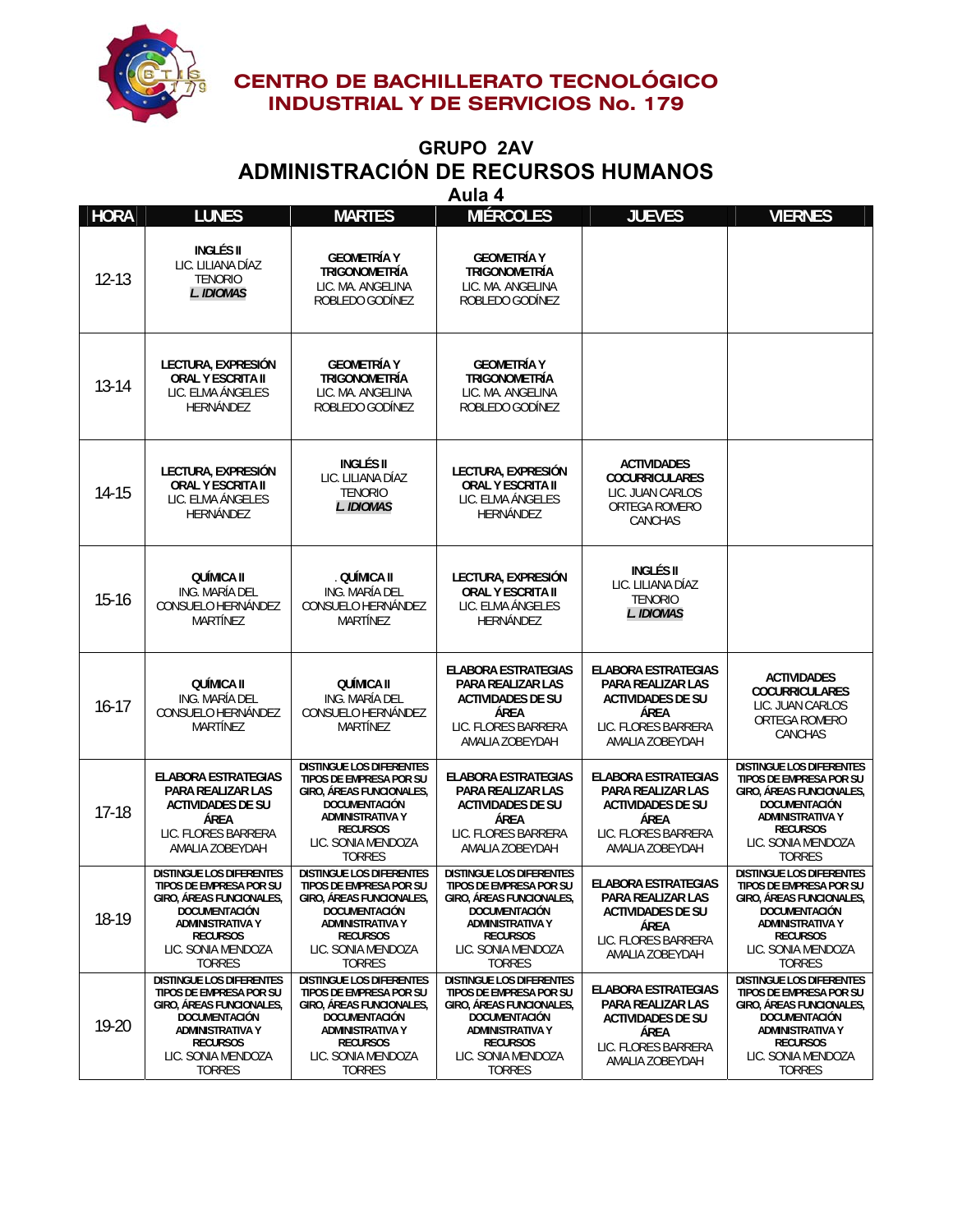## CENTRO DE BACHILLERATO TECNOLÓGICO INDUSTRIAL Y DE SERVICIOS No. 179

### GRUPO 2AV
### ADMINISTRACIÓN DE RECURSOS HUMANOS
### Aula 4

| HORA | LUNES | MARTES | MIÉRCOLES | JUEVES | VIERNES |
|---|---|---|---|---|---|
| 12-13 | **INGLÉS II** LIC. LILIANA DÍAZ TENORIO ***L. IDIOMAS*** | **GEOMETRÍA Y TRIGONOMETRÍA** LIC. MA. ANGELINA ROBLEDO GODÍNEZ | **GEOMETRÍA Y TRIGONOMETRÍA** LIC. MA. ANGELINA ROBLEDO GODÍNEZ | | |
| 13-14 | **LECTURA, EXPRESIÓN ORAL Y ESCRITA II** LIC. ELMA ÁNGELES HERNÁNDEZ | **GEOMETRÍA Y TRIGONOMETRÍA** LIC. MA. ANGELINA ROBLEDO GODÍNEZ | **GEOMETRÍA Y TRIGONOMETRÍA** LIC. MA. ANGELINA ROBLEDO GODÍNEZ | | |
| 14-15 | **LECTURA, EXPRESIÓN ORAL Y ESCRITA II** LIC. ELMA ÁNGELES HERNÁNDEZ | **INGLÉS II** LIC. LILIANA DÍAZ TENORIO ***L. IDIOMAS*** | **LECTURA, EXPRESIÓN ORAL Y ESCRITA II** LIC. ELMA ÁNGELES HERNÁNDEZ | **ACTIVIDADES COCURRICULARES** LIC. JUAN CARLOS ORTEGA ROMERO CANCHAS | |
| 15-16 | **QUÍMICA II** ING. MARÍA DEL CONSUELO HERNÁNDEZ MARTÍNEZ | **. QUÍMICA II** ING. MARÍA DEL CONSUELO HERNÁNDEZ MARTÍNEZ | **LECTURA, EXPRESIÓN ORAL Y ESCRITA II** LIC. ELMA ÁNGELES HERNÁNDEZ | **INGLÉS II** LIC. LILIANA DÍAZ TENORIO ***L. IDIOMAS*** | |
| 16-17 | **QUÍMICA II** ING. MARÍA DEL CONSUELO HERNÁNDEZ MARTÍNEZ | **QUÍMICA II** ING. MARÍA DEL CONSUELO HERNÁNDEZ MARTÍNEZ | **ELABORA ESTRATEGIAS PARA REALIZAR LAS ACTIVIDADES DE SU ÁREA** LIC. FLORES BARRERA AMALIA ZOBEYDAH | **ELABORA ESTRATEGIAS PARA REALIZAR LAS ACTIVIDADES DE SU ÁREA** LIC. FLORES BARRERA AMALIA ZOBEYDAH | **ACTIVIDADES COCURRICULARES** LIC. JUAN CARLOS ORTEGA ROMERO CANCHAS |
| 17-18 | **ELABORA ESTRATEGIAS PARA REALIZAR LAS ACTIVIDADES DE SU ÁREA** LIC. FLORES BARRERA AMALIA ZOBEYDAH | **DISTINGUE LOS DIFERENTES TIPOS DE EMPRESA POR SU GIRO, ÁREAS FUNCIONALES, DOCUMENTACIÓN ADMINISTRATIVA Y RECURSOS** LIC. SONIA MENDOZA TORRES | **ELABORA ESTRATEGIAS PARA REALIZAR LAS ACTIVIDADES DE SU ÁREA** LIC. FLORES BARRERA AMALIA ZOBEYDAH | **ELABORA ESTRATEGIAS PARA REALIZAR LAS ACTIVIDADES DE SU ÁREA** LIC. FLORES BARRERA AMALIA ZOBEYDAH | **DISTINGUE LOS DIFERENTES TIPOS DE EMPRESA POR SU GIRO, ÁREAS FUNCIONALES, DOCUMENTACIÓN ADMINISTRATIVA Y RECURSOS** LIC. SONIA MENDOZA TORRES |
| 18-19 | **DISTINGUE LOS DIFERENTES TIPOS DE EMPRESA POR SU GIRO, ÁREAS FUNCIONALES, DOCUMENTACIÓN ADMINISTRATIVA Y RECURSOS** LIC. SONIA MENDOZA TORRES | **DISTINGUE LOS DIFERENTES TIPOS DE EMPRESA POR SU GIRO, ÁREAS FUNCIONALES, DOCUMENTACIÓN ADMINISTRATIVA Y RECURSOS** LIC. SONIA MENDOZA TORRES | **DISTINGUE LOS DIFERENTES TIPOS DE EMPRESA POR SU GIRO, ÁREAS FUNCIONALES, DOCUMENTACIÓN ADMINISTRATIVA Y RECURSOS** LIC. SONIA MENDOZA TORRES | **ELABORA ESTRATEGIAS PARA REALIZAR LAS ACTIVIDADES DE SU ÁREA** LIC. FLORES BARRERA AMALIA ZOBEYDAH | **DISTINGUE LOS DIFERENTES TIPOS DE EMPRESA POR SU GIRO, ÁREAS FUNCIONALES, DOCUMENTACIÓN ADMINISTRATIVA Y RECURSOS** LIC. SONIA MENDOZA TORRES |
| 19-20 | **DISTINGUE LOS DIFERENTES TIPOS DE EMPRESA POR SU GIRO, ÁREAS FUNCIONALES, DOCUMENTACIÓN ADMINISTRATIVA Y RECURSOS** LIC. SONIA MENDOZA TORRES | **DISTINGUE LOS DIFERENTES TIPOS DE EMPRESA POR SU GIRO, ÁREAS FUNCIONALES, DOCUMENTACIÓN ADMINISTRATIVA Y RECURSOS** LIC. SONIA MENDOZA TORRES | **DISTINGUE LOS DIFERENTES TIPOS DE EMPRESA POR SU GIRO, ÁREAS FUNCIONALES, DOCUMENTACIÓN ADMINISTRATIVA Y RECURSOS** LIC. SONIA MENDOZA TORRES | **ELABORA ESTRATEGIAS PARA REALIZAR LAS ACTIVIDADES DE SU ÁREA** LIC. FLORES BARRERA AMALIA ZOBEYDAH | **DISTINGUE LOS DIFERENTES TIPOS DE EMPRESA POR SU GIRO, ÁREAS FUNCIONALES, DOCUMENTACIÓN ADMINISTRATIVA Y RECURSOS** LIC. SONIA MENDOZA TORRES |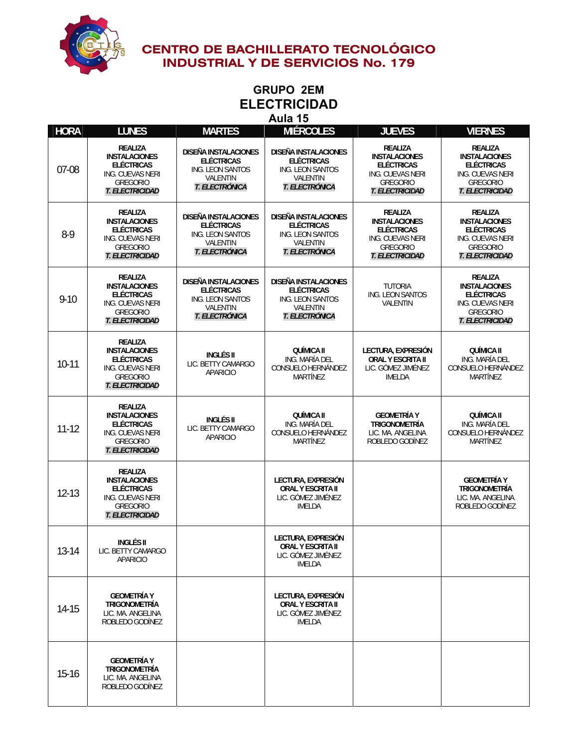## CENTRO DE BACHILLERATO TECNOLÓGICO INDUSTRIAL Y DE SERVICIOS No. 179

### GRUPO 2EM
### ELECTRICIDAD
### Aula 15

| HORA | LUNES | MARTES | MIÉRCOLES | JUEVES | VIERNES |
|---|---|---|---|---|---|
| 07-08 | **REALIZA INSTALACIONES ELÉCTRICAS** ING. CUEVAS NERI GREGORIO ***T. ELECTRICIDAD*** | **DISEÑA INSTALACIONES ELÉCTRICAS** ING. LEON SANTOS VALENTIN ***T. ELECTRÓNICA*** | **DISEÑA INSTALACIONES ELÉCTRICAS** ING. LEON SANTOS VALENTIN ***T. ELECTRÓNICA*** | **REALIZA INSTALACIONES ELÉCTRICAS** ING. CUEVAS NERI GREGORIO ***T. ELECTRICIDAD*** | **REALIZA INSTALACIONES ELÉCTRICAS** ING. CUEVAS NERI GREGORIO ***T. ELECTRICIDAD*** |
| 8-9 | **REALIZA INSTALACIONES ELÉCTRICAS** ING. CUEVAS NERI GREGORIO ***T. ELECTRICIDAD*** | **DISEÑA INSTALACIONES ELÉCTRICAS** ING. LEON SANTOS VALENTIN ***T. ELECTRÓNICA*** | **DISEÑA INSTALACIONES ELÉCTRICAS** ING. LEON SANTOS VALENTIN ***T. ELECTRÓNICA*** | **REALIZA INSTALACIONES ELÉCTRICAS** ING. CUEVAS NERI GREGORIO ***T. ELECTRICIDAD*** | **REALIZA INSTALACIONES ELÉCTRICAS** ING. CUEVAS NERI GREGORIO ***T. ELECTRICIDAD*** |
| 9-10 | **REALIZA INSTALACIONES ELÉCTRICAS** ING. CUEVAS NERI GREGORIO ***T. ELECTRICIDAD*** | **DISEÑA INSTALACIONES ELÉCTRICAS** ING. LEON SANTOS VALENTIN ***T. ELECTRÓNICA*** | **DISEÑA INSTALACIONES ELÉCTRICAS** ING. LEON SANTOS VALENTIN ***T. ELECTRÓNICA*** | TUTORIA ING. LEON SANTOS VALENTIN | **REALIZA INSTALACIONES ELÉCTRICAS** ING. CUEVAS NERI GREGORIO ***T. ELECTRICIDAD*** |
| 10-11 | **REALIZA INSTALACIONES ELÉCTRICAS** ING. CUEVAS NERI GREGORIO ***T. ELECTRICIDAD*** | **INGLÉS II** LIC. BETTY CAMARGO APARICIO | **QUÍMICA II** ING. MARÍA DEL CONSUELO HERNÁNDEZ MARTÍNEZ | **LECTURA, EXPRESIÓN ORAL Y ESCRITA II** LIC. GÓMEZ JIMÉNEZ IMELDA | **QUÍMICA II** ING. MARÍA DEL CONSUELO HERNÁNDEZ MARTÍNEZ |
| 11-12 | **REALIZA INSTALACIONES ELÉCTRICAS** ING. CUEVAS NERI GREGORIO ***T. ELECTRICIDAD*** | **INGLÉS II** LIC. BETTY CAMARGO APARICIO | **QUÍMICA II** ING. MARÍA DEL CONSUELO HERNÁNDEZ MARTÍNEZ | **GEOMETRÍA Y TRIGONOMETRÍA** LIC. MA. ANGELINA ROBLEDO GODÍNEZ | **QUÍMICA II** ING. MARÍA DEL CONSUELO HERNÁNDEZ MARTÍNEZ |
| 12-13 | **REALIZA INSTALACIONES ELÉCTRICAS** ING. CUEVAS NERI GREGORIO ***T. ELECTRICIDAD*** | | **LECTURA, EXPRESIÓN ORAL Y ESCRITA II** LIC. GÓMEZ JIMÉNEZ IMELDA | | **GEOMETRÍA Y TRIGONOMETRÍA** LIC. MA. ANGELINA ROBLEDO GODÍNEZ |
| 13-14 | **INGLÉS II** LIC. BETTY CAMARGO APARICIO | | **LECTURA, EXPRESIÓN ORAL Y ESCRITA II** LIC. GÓMEZ JIMÉNEZ IMELDA | | |
| 14-15 | **GEOMETRÍA Y TRIGONOMETRÍA** LIC. MA. ANGELINA ROBLEDO GODÍNEZ | | **LECTURA, EXPRESIÓN ORAL Y ESCRITA II** LIC. GÓMEZ JIMÉNEZ IMELDA | | |
| 15-16 | **GEOMETRÍA Y TRIGONOMETRÍA** LIC. MA. ANGELINA ROBLEDO GODÍNEZ | | | | |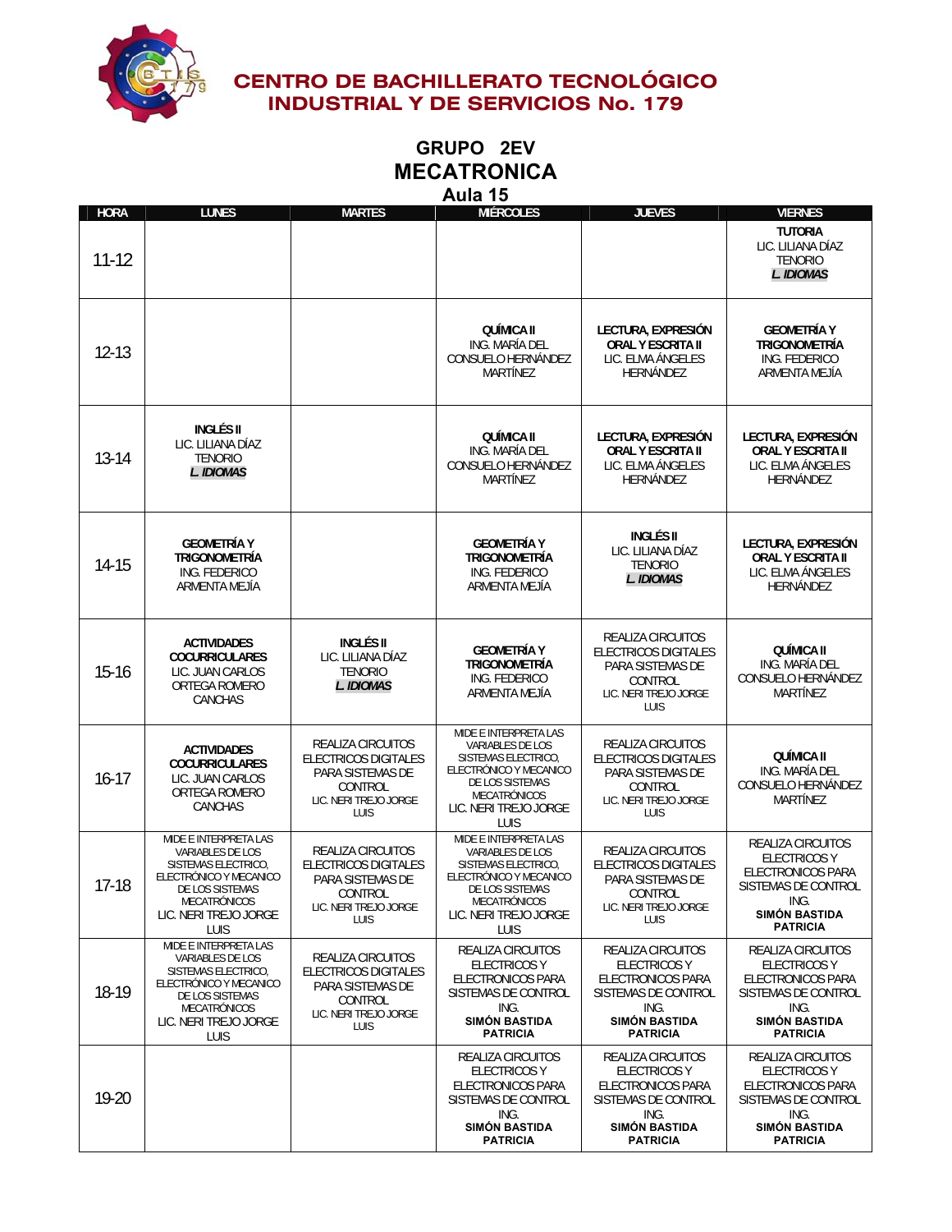# CENTRO DE BACHILLERATO TECNOLÓGICO INDUSTRIAL Y DE SERVICIOS No. 179

## GRUPO 2EV
## MECATRONICA
### Aula 15

| HORA | LUNES | MARTES | MIÉRCOLES | JUEVES | VIERNES |
|---|---|---|---|---|---|
| 11-12 | | | | | **TUTORIA** LIC. LILIANA DÍAZ TENORIO ***L. IDIOMAS*** |
| 12-13 | | | **QUÍMICA II** ING. MARÍA DEL CONSUELO HERNÁNDEZ MARTÍNEZ | **LECTURA, EXPRESIÓN ORAL Y ESCRITA II** LIC. ELMA ÁNGELES HERNÁNDEZ | **GEOMETRÍA Y TRIGONOMETRÍA** ING. FEDERICO ARMENTA MEJÍA |
| 13-14 | **INGLÉS II** LIC. LILIANA DÍAZ TENORIO ***L. IDIOMAS*** | | **QUÍMICA II** ING. MARÍA DEL CONSUELO HERNÁNDEZ MARTÍNEZ | **LECTURA, EXPRESIÓN ORAL Y ESCRITA II** LIC. ELMA ÁNGELES HERNÁNDEZ | **LECTURA, EXPRESIÓN ORAL Y ESCRITA II** LIC. ELMA ÁNGELES HERNÁNDEZ |
| 14-15 | **GEOMETRÍA Y TRIGONOMETRÍA** ING. FEDERICO ARMENTA MEJÍA | | **GEOMETRÍA Y TRIGONOMETRÍA** ING. FEDERICO ARMENTA MEJÍA | **INGLÉS II** LIC. LILIANA DÍAZ TENORIO ***L. IDIOMAS*** | **LECTURA, EXPRESIÓN ORAL Y ESCRITA II** LIC. ELMA ÁNGELES HERNÁNDEZ |
| 15-16 | **ACTIVIDADES COCURRICULARES** LIC. JUAN CARLOS ORTEGA ROMERO CANCHAS | **INGLÉS II** LIC. LILIANA DÍAZ TENORIO ***L. IDIOMAS*** | **GEOMETRÍA Y TRIGONOMETRÍA** ING. FEDERICO ARMENTA MEJÍA | REALIZA CIRCUITOS ELECTRICOS DIGITALES PARA SISTEMAS DE CONTROL LIC. NERI TREJO JORGE LUIS | **QUÍMICA II** ING. MARÍA DEL CONSUELO HERNÁNDEZ MARTÍNEZ |
| 16-17 | **ACTIVIDADES COCURRICULARES** LIC. JUAN CARLOS ORTEGA ROMERO CANCHAS | REALIZA CIRCUITOS ELECTRICOS DIGITALES PARA SISTEMAS DE CONTROL LIC. NERI TREJO JORGE LUIS | MIDE E INTERPRETA LAS VARIABLES DE LOS SISTEMAS ELECTRICO, ELECTRÓNICO Y MECANICO DE LOS SISTEMAS MECATRÓNICOS LIC. NERI TREJO JORGE LUIS | REALIZA CIRCUITOS ELECTRICOS DIGITALES PARA SISTEMAS DE CONTROL LIC. NERI TREJO JORGE LUIS | **QUÍMICA II** ING. MARÍA DEL CONSUELO HERNÁNDEZ MARTÍNEZ |
| 17-18 | MIDE E INTERPRETA LAS VARIABLES DE LOS SISTEMAS ELECTRICO, ELECTRÓNICO Y MECANICO DE LOS SISTEMAS MECATRÓNICOS LIC. NERI TREJO JORGE LUIS | REALIZA CIRCUITOS ELECTRICOS DIGITALES PARA SISTEMAS DE CONTROL LIC. NERI TREJO JORGE LUIS | MIDE E INTERPRETA LAS VARIABLES DE LOS SISTEMAS ELECTRICO, ELECTRÓNICO Y MECANICO DE LOS SISTEMAS MECATRÓNICOS LIC. NERI TREJO JORGE LUIS | REALIZA CIRCUITOS ELECTRICOS DIGITALES PARA SISTEMAS DE CONTROL LIC. NERI TREJO JORGE LUIS | REALIZA CIRCUITOS ELECTRICOS Y ELECTRONICOS PARA SISTEMAS DE CONTROL ING. **SIMÓN BASTIDA PATRICIA** |
| 18-19 | MIDE E INTERPRETA LAS VARIABLES DE LOS SISTEMAS ELECTRICO, ELECTRÓNICO Y MECANICO DE LOS SISTEMAS MECATRÓNICOS LIC. NERI TREJO JORGE LUIS | REALIZA CIRCUITOS ELECTRICOS DIGITALES PARA SISTEMAS DE CONTROL LIC. NERI TREJO JORGE LUIS | REALIZA CIRCUITOS ELECTRICOS Y ELECTRONICOS PARA SISTEMAS DE CONTROL ING. **SIMÓN BASTIDA PATRICIA** | REALIZA CIRCUITOS ELECTRICOS Y ELECTRONICOS PARA SISTEMAS DE CONTROL ING. **SIMÓN BASTIDA PATRICIA** | REALIZA CIRCUITOS ELECTRICOS Y ELECTRONICOS PARA SISTEMAS DE CONTROL ING. **SIMÓN BASTIDA PATRICIA** |
| 19-20 | | | REALIZA CIRCUITOS ELECTRICOS Y ELECTRONICOS PARA SISTEMAS DE CONTROL ING. **SIMÓN BASTIDA PATRICIA** | REALIZA CIRCUITOS ELECTRICOS Y ELECTRONICOS PARA SISTEMAS DE CONTROL ING. **SIMÓN BASTIDA PATRICIA** | REALIZA CIRCUITOS ELECTRICOS Y ELECTRONICOS PARA SISTEMAS DE CONTROL ING. **SIMÓN BASTIDA PATRICIA** |